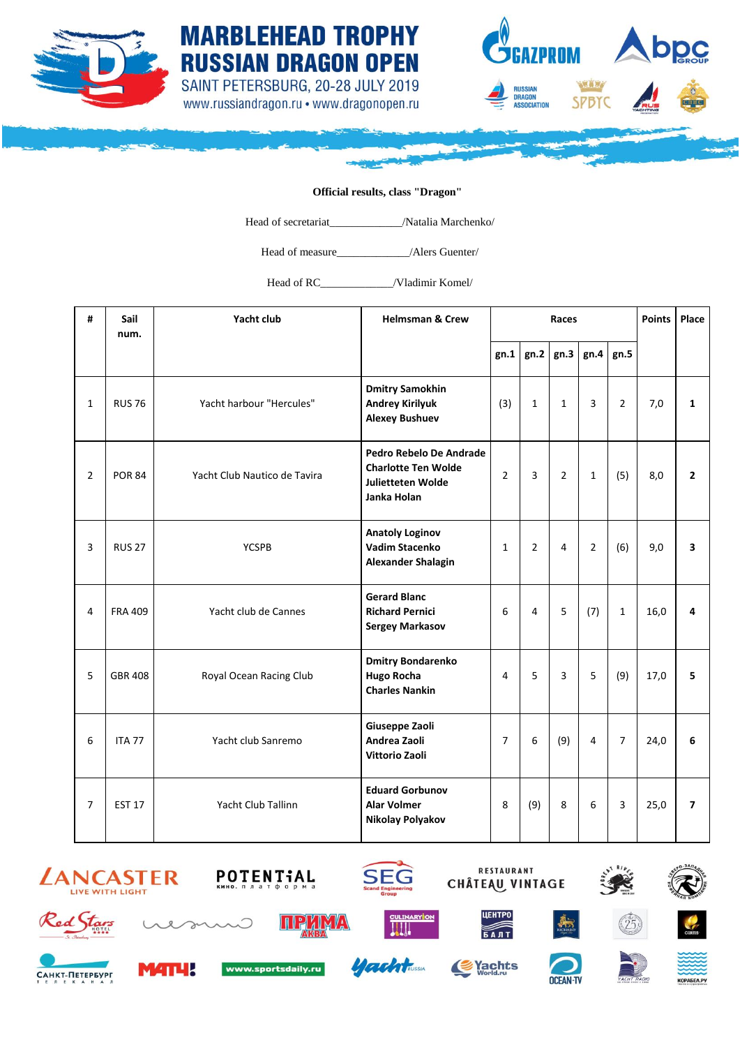# MARBLEHEAD TROPHY
# RUSSIAN DRAGON OPEN

SAINT PETERSBURG, 20-28 JULY 2019

www.russiandragon.ru • www.dragonopen.ru

**Official results, class "Dragon"**

Head of secretariat_____________/Natalia Marchenko/

Head of measure_____________/Alers Guenter/

Head of RC_____________/Vladimir Komel/

| # | Sail num. | Yacht club | Helmsman & Crew | Races | | | | | Points | Place |
|---|---|---|---|---|---|---|---|---|---|---|
| | | | | gn.1 | gn.2 | gn.3 | gn.4 | gn.5 | | |
| 1 | RUS 76 | Yacht harbour "Hercules" | **Dmitry Samokhin**<br>**Andrey Kirilyuk**<br>**Alexey Bushuev** | (3) | 1 | 1 | 3 | 2 | 7,0 | **1** |
| 2 | POR 84 | Yacht Club Nautico de Tavira | **Pedro Rebelo De Andrade**<br>**Charlotte Ten Wolde**<br>**Julietteten Wolde**<br>**Janka Holan** | 2 | 3 | 2 | 1 | (5) | 8,0 | **2** |
| 3 | RUS 27 | YCSPB | **Anatoly Loginov**<br>**Vadim Stacenko**<br>**Alexander Shalagin** | 1 | 2 | 4 | 2 | (6) | 9,0 | **3** |
| 4 | FRA 409 | Yacht club de Cannes | **Gerard Blanc**<br>**Richard Pernici**<br>**Sergey Markasov** | 6 | 4 | 5 | (7) | 1 | 16,0 | **4** |
| 5 | GBR 408 | Royal Ocean Racing Club | **Dmitry Bondarenko**<br>**Hugo Rocha**<br>**Charles Nankin** | 4 | 5 | 3 | 5 | (9) | 17,0 | **5** |
| 6 | ITA 77 | Yacht club Sanremo | **Giuseppe Zaoli**<br>**Andrea Zaoli**<br>**Vittorio Zaoli** | 7 | 6 | (9) | 4 | 7 | 24,0 | **6** |
| 7 | EST 17 | Yacht Club Tallinn | **Eduard Gorbunov**<br>**Alar Volmer**<br>**Nikolay Polyakov** | 8 | (9) | 8 | 6 | 3 | 25,0 | **7** |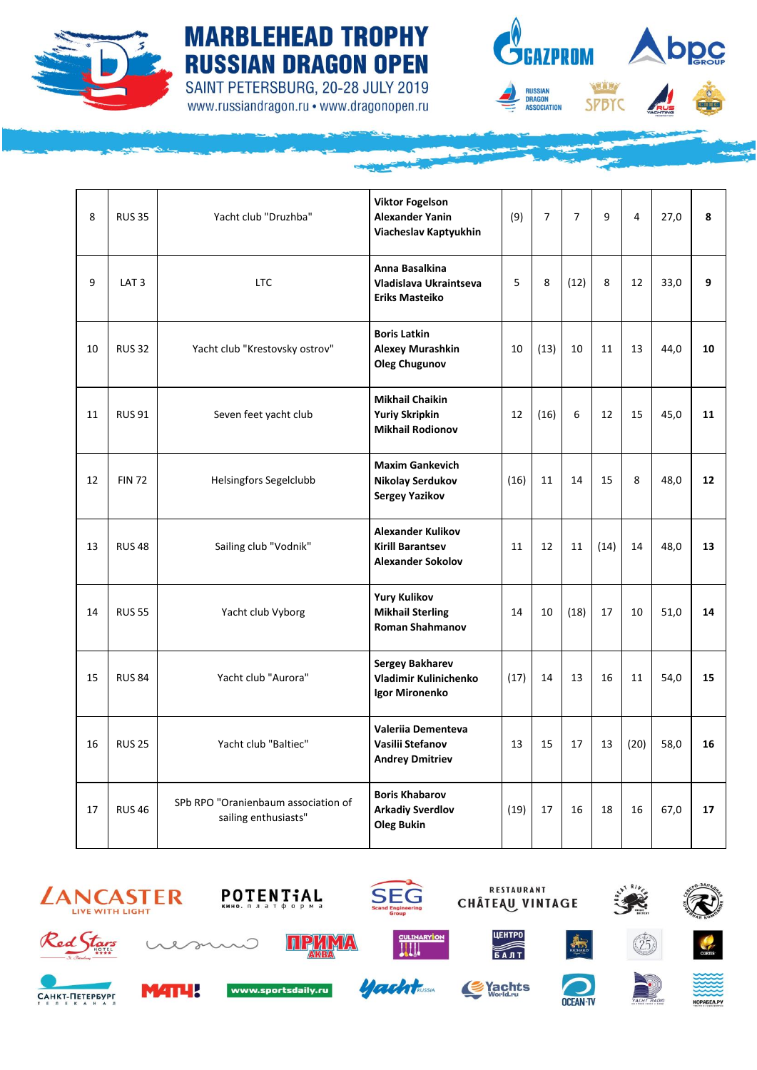| 8 | RUS 35 | Yacht club "Druzhba" | **Viktor Fogelson**<br>**Alexander Yanin**<br>**Viacheslav Kaptyukhin** | (9) | 7 | 7 | 9 | 4 | 27,0 | **8** |
|---|---|---|---|---|---|---|---|---|---|---|
| 9 | LAT 3 | LTC | **Anna Basalkina**<br>**Vladislava Ukraintseva**<br>**Eriks Masteiko** | 5 | 8 | (12) | 8 | 12 | 33,0 | **9** |
| 10 | RUS 32 | Yacht club "Krestovsky ostrov" | **Boris Latkin**<br>**Alexey Murashkin**<br>**Oleg Chugunov** | 10 | (13) | 10 | 11 | 13 | 44,0 | **10** |
| 11 | RUS 91 | Seven feet yacht club | **Mikhail Chaikin**<br>**Yuriy Skripkin**<br>**Mikhail Rodionov** | 12 | (16) | 6 | 12 | 15 | 45,0 | **11** |
| 12 | FIN 72 | Helsingfors Segelclubb | **Maxim Gankevich**<br>**Nikolay Serdukov**<br>**Sergey Yazikov** | (16) | 11 | 14 | 15 | 8 | 48,0 | **12** |
| 13 | RUS 48 | Sailing club "Vodnik" | **Alexander Kulikov**<br>**Kirill Barantsev**<br>**Alexander Sokolov** | 11 | 12 | 11 | (14) | 14 | 48,0 | **13** |
| 14 | RUS 55 | Yacht club Vyborg | **Yury Kulikov**<br>**Mikhail Sterling**<br>**Roman Shahmanov** | 14 | 10 | (18) | 17 | 10 | 51,0 | **14** |
| 15 | RUS 84 | Yacht club "Aurora" | **Sergey Bakharev**<br>**Vladimir Kulinichenko**<br>**Igor Mironenko** | (17) | 14 | 13 | 16 | 11 | 54,0 | **15** |
| 16 | RUS 25 | Yacht club "Baltiec" | **Valeriia Dementeva**<br>**Vasilii Stefanov**<br>**Andrey Dmitriev** | 13 | 15 | 17 | 13 | (20) | 58,0 | **16** |
| 17 | RUS 46 | SPb RPO "Oranienbaum association of sailing enthusiasts" | **Boris Khabarov**<br>**Arkadiy Sverdlov**<br>**Oleg Bukin** | (19) | 17 | 16 | 18 | 16 | 67,0 | **17** |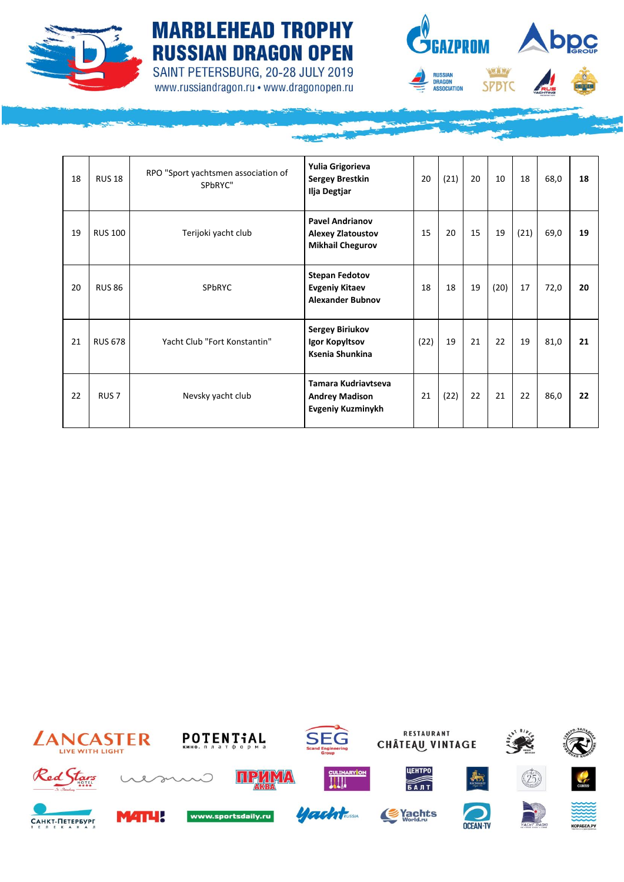| | | | | | | | | | | |
|---|---|---|---|---|---|---|---|---|---|---|
| 18 | RUS 18 | RPO "Sport yachtsmen association of SPbRYC" | **Yulia Grigorieva**<br>**Sergey Brestkin**<br>**Ilja Degtjar** | 20 | (21) | 20 | 10 | 18 | 68,0 | **18** |
| 19 | RUS 100 | Terijoki yacht club | **Pavel Andrianov**<br>**Alexey Zlatoustov**<br>**Mikhail Chegurov** | 15 | 20 | 15 | 19 | (21) | 69,0 | **19** |
| 20 | RUS 86 | SPbRYC | **Stepan Fedotov**<br>**Evgeniy Kitaev**<br>**Alexander Bubnov** | 18 | 18 | 19 | (20) | 17 | 72,0 | **20** |
| 21 | RUS 678 | Yacht Club "Fort Konstantin" | **Sergey Biriukov**<br>**Igor Kopyltsov**<br>**Ksenia Shunkina** | (22) | 19 | 21 | 22 | 19 | 81,0 | **21** |
| 22 | RUS 7 | Nevsky yacht club | **Tamara Kudriavtseva**<br>**Andrey Madison**<br>**Evgeniy Kuzminykh** | 21 | (22) | 22 | 21 | 22 | 86,0 | **22** |